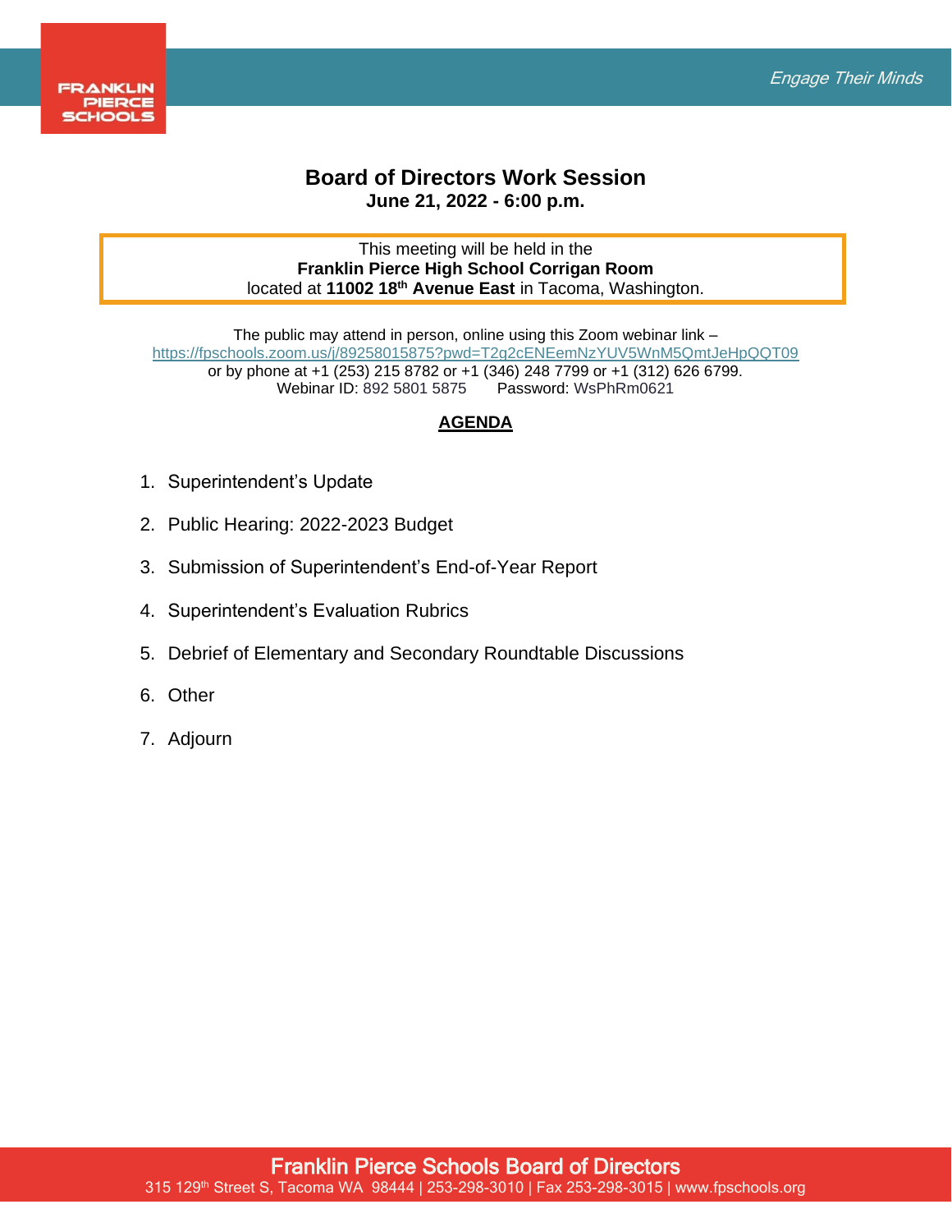FRANKLIN PIERCE SCHOOLS

*Engage Their Minds*

# Board of Directors Work Session

**June 21, 2022 - 6:00 p.m.**

This meeting will be held in the
**Franklin Pierce High School Corrigan Room**
located at **11002 18th Avenue East** in Tacoma, Washington.

The public may attend in person, online using this Zoom webinar link –
https://fpschools.zoom.us/j/89258015875?pwd=T2g2cENEemNzYUV5WnM5QmtJeHpQQT09
or by phone at +1 (253) 215 8782 or +1 (346) 248 7799 or +1 (312) 626 6799.
Webinar ID: 892 5801 5875 Password: WsPhRm0621

## AGENDA

1. Superintendent's Update
2. Public Hearing: 2022-2023 Budget
3. Submission of Superintendent's End-of-Year Report
4. Superintendent's Evaluation Rubrics
5. Debrief of Elementary and Secondary Roundtable Discussions
6. Other
7. Adjourn

**Franklin Pierce Schools Board of Directors**
315 129th Street S, Tacoma WA 98444 | 253-298-3010 | Fax 253-298-3015 | www.fpschools.org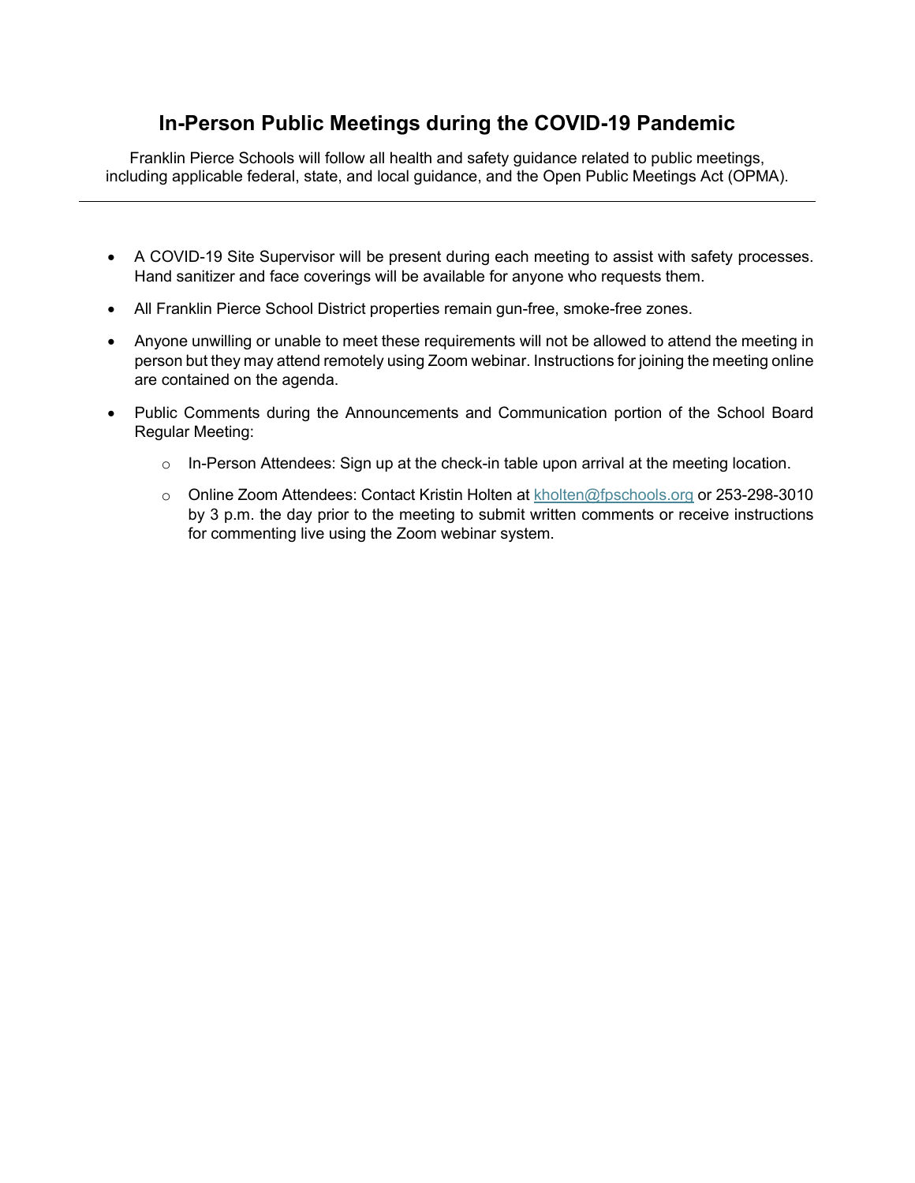# In-Person Public Meetings during the COVID-19 Pandemic

Franklin Pierce Schools will follow all health and safety guidance related to public meetings, including applicable federal, state, and local guidance, and the Open Public Meetings Act (OPMA).

---

- A COVID-19 Site Supervisor will be present during each meeting to assist with safety processes. Hand sanitizer and face coverings will be available for anyone who requests them.
- All Franklin Pierce School District properties remain gun-free, smoke-free zones.
- Anyone unwilling or unable to meet these requirements will not be allowed to attend the meeting in person but they may attend remotely using Zoom webinar. Instructions for joining the meeting online are contained on the agenda.
- Public Comments during the Announcements and Communication portion of the School Board Regular Meeting:
  - In-Person Attendees: Sign up at the check-in table upon arrival at the meeting location.
  - Online Zoom Attendees: Contact Kristin Holten at kholten@fpschools.org or 253-298-3010 by 3 p.m. the day prior to the meeting to submit written comments or receive instructions for commenting live using the Zoom webinar system.